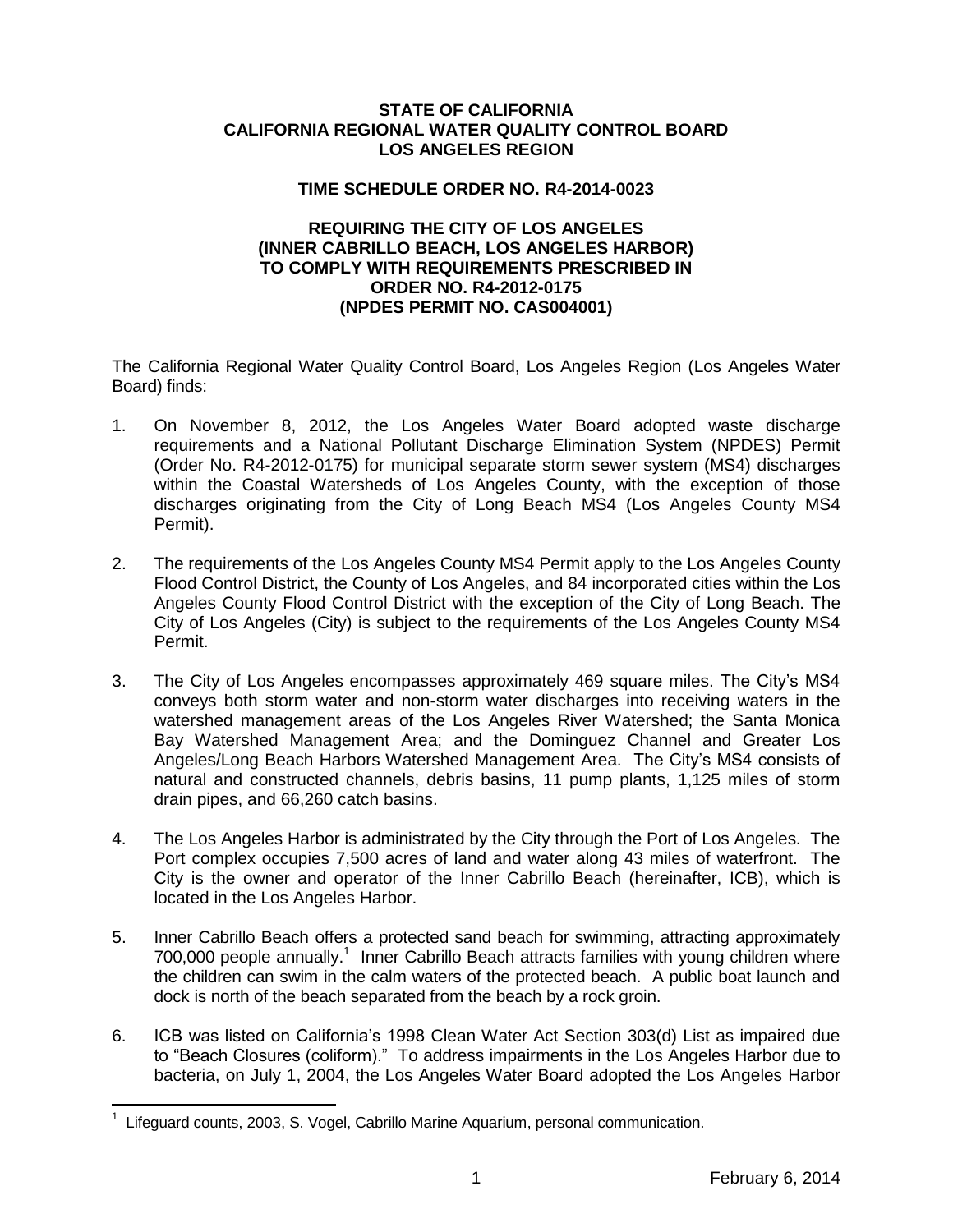**STATE OF CALIFORNIA**
**CALIFORNIA REGIONAL WATER QUALITY CONTROL BOARD**
**LOS ANGELES REGION**

**TIME SCHEDULE ORDER NO. R4-2014-0023**

**REQUIRING THE CITY OF LOS ANGELES**
**(INNER CABRILLO BEACH, LOS ANGELES HARBOR)**
**TO COMPLY WITH REQUIREMENTS PRESCRIBED IN**
**ORDER NO. R4-2012-0175**
**(NPDES PERMIT NO. CAS004001)**

The California Regional Water Quality Control Board, Los Angeles Region (Los Angeles Water Board) finds:

1. On November 8, 2012, the Los Angeles Water Board adopted waste discharge requirements and a National Pollutant Discharge Elimination System (NPDES) Permit (Order No. R4-2012-0175) for municipal separate storm sewer system (MS4) discharges within the Coastal Watersheds of Los Angeles County, with the exception of those discharges originating from the City of Long Beach MS4 (Los Angeles County MS4 Permit).

2. The requirements of the Los Angeles County MS4 Permit apply to the Los Angeles County Flood Control District, the County of Los Angeles, and 84 incorporated cities within the Los Angeles County Flood Control District with the exception of the City of Long Beach. The City of Los Angeles (City) is subject to the requirements of the Los Angeles County MS4 Permit.

3. The City of Los Angeles encompasses approximately 469 square miles. The City's MS4 conveys both storm water and non-storm water discharges into receiving waters in the watershed management areas of the Los Angeles River Watershed; the Santa Monica Bay Watershed Management Area; and the Dominguez Channel and Greater Los Angeles/Long Beach Harbors Watershed Management Area. The City's MS4 consists of natural and constructed channels, debris basins, 11 pump plants, 1,125 miles of storm drain pipes, and 66,260 catch basins.

4. The Los Angeles Harbor is administrated by the City through the Port of Los Angeles. The Port complex occupies 7,500 acres of land and water along 43 miles of waterfront. The City is the owner and operator of the Inner Cabrillo Beach (hereinafter, ICB), which is located in the Los Angeles Harbor.

5. Inner Cabrillo Beach offers a protected sand beach for swimming, attracting approximately 700,000 people annually.[1] Inner Cabrillo Beach attracts families with young children where the children can swim in the calm waters of the protected beach. A public boat launch and dock is north of the beach separated from the beach by a rock groin.

6. ICB was listed on California's 1998 Clean Water Act Section 303(d) List as impaired due to "Beach Closures (coliform)." To address impairments in the Los Angeles Harbor due to bacteria, on July 1, 2004, the Los Angeles Water Board adopted the Los Angeles Harbor

[1] Lifeguard counts, 2003, S. Vogel, Cabrillo Marine Aquarium, personal communication.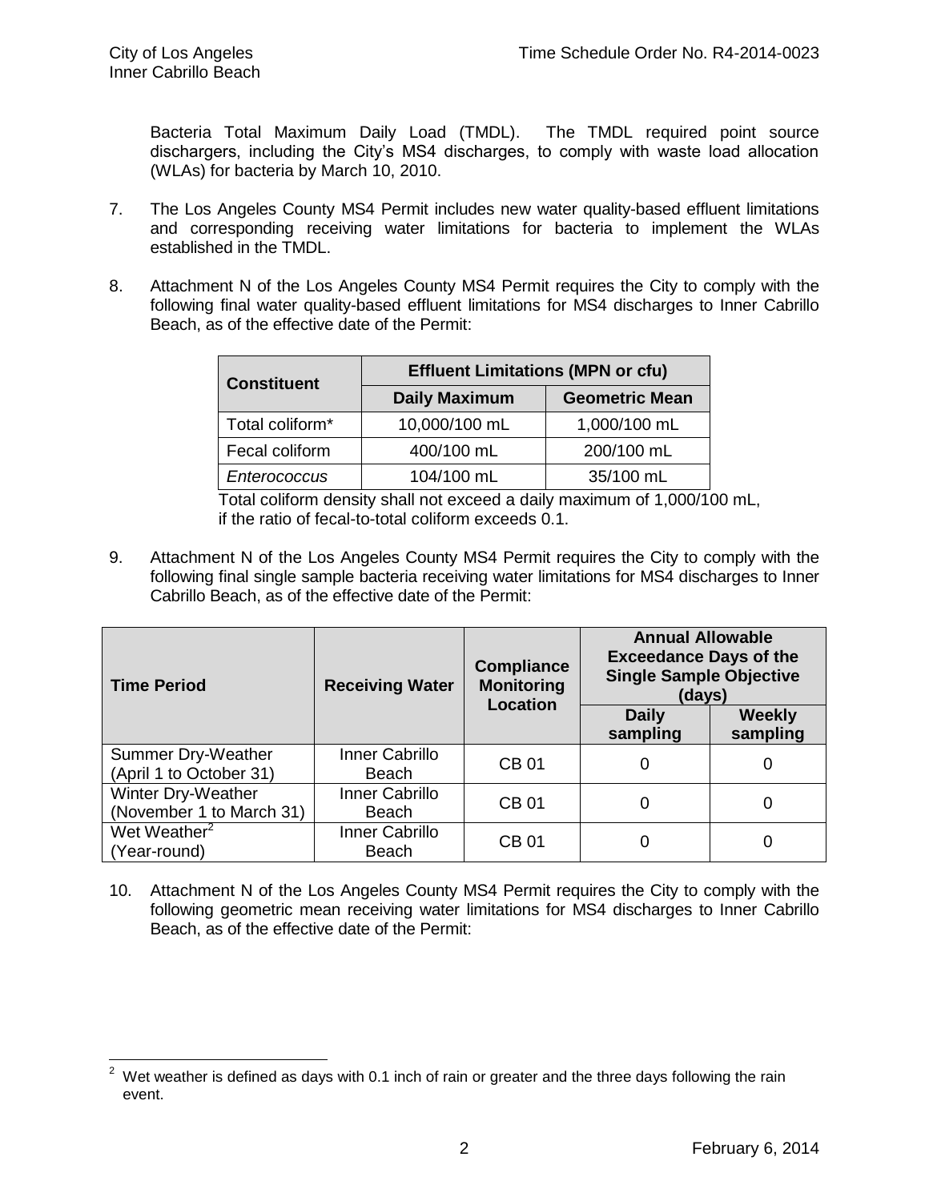Bacteria Total Maximum Daily Load (TMDL). The TMDL required point source dischargers, including the City's MS4 discharges, to comply with waste load allocation (WLAs) for bacteria by March 10, 2010.

7. The Los Angeles County MS4 Permit includes new water quality-based effluent limitations and corresponding receiving water limitations for bacteria to implement the WLAs established in the TMDL.

8. Attachment N of the Los Angeles County MS4 Permit requires the City to comply with the following final water quality-based effluent limitations for MS4 discharges to Inner Cabrillo Beach, as of the effective date of the Permit:

| Constituent | Effluent Limitations (MPN or cfu) | |
|---|---|---|
| | **Daily Maximum** | **Geometric Mean** |
| Total coliform* | 10,000/100 mL | 1,000/100 mL |
| Fecal coliform | 400/100 mL | 200/100 mL |
| *Enterococcus* | 104/100 mL | 35/100 mL |

Total coliform density shall not exceed a daily maximum of 1,000/100 mL, if the ratio of fecal-to-total coliform exceeds 0.1.

9. Attachment N of the Los Angeles County MS4 Permit requires the City to comply with the following final single sample bacteria receiving water limitations for MS4 discharges to Inner Cabrillo Beach, as of the effective date of the Permit:

| Time Period | Receiving Water | Compliance Monitoring Location | Annual Allowable Exceedance Days of the Single Sample Objective (days) | |
|---|---|---|---|---|
| | | | **Daily sampling** | **Weekly sampling** |
| Summer Dry-Weather (April 1 to October 31) | Inner Cabrillo Beach | CB 01 | 0 | 0 |
| Winter Dry-Weather (November 1 to March 31) | Inner Cabrillo Beach | CB 01 | 0 | 0 |
| Wet Weather[2] (Year-round) | Inner Cabrillo Beach | CB 01 | 0 | 0 |

10. Attachment N of the Los Angeles County MS4 Permit requires the City to comply with the following geometric mean receiving water limitations for MS4 discharges to Inner Cabrillo Beach, as of the effective date of the Permit:

[2] Wet weather is defined as days with 0.1 inch of rain or greater and the three days following the rain event.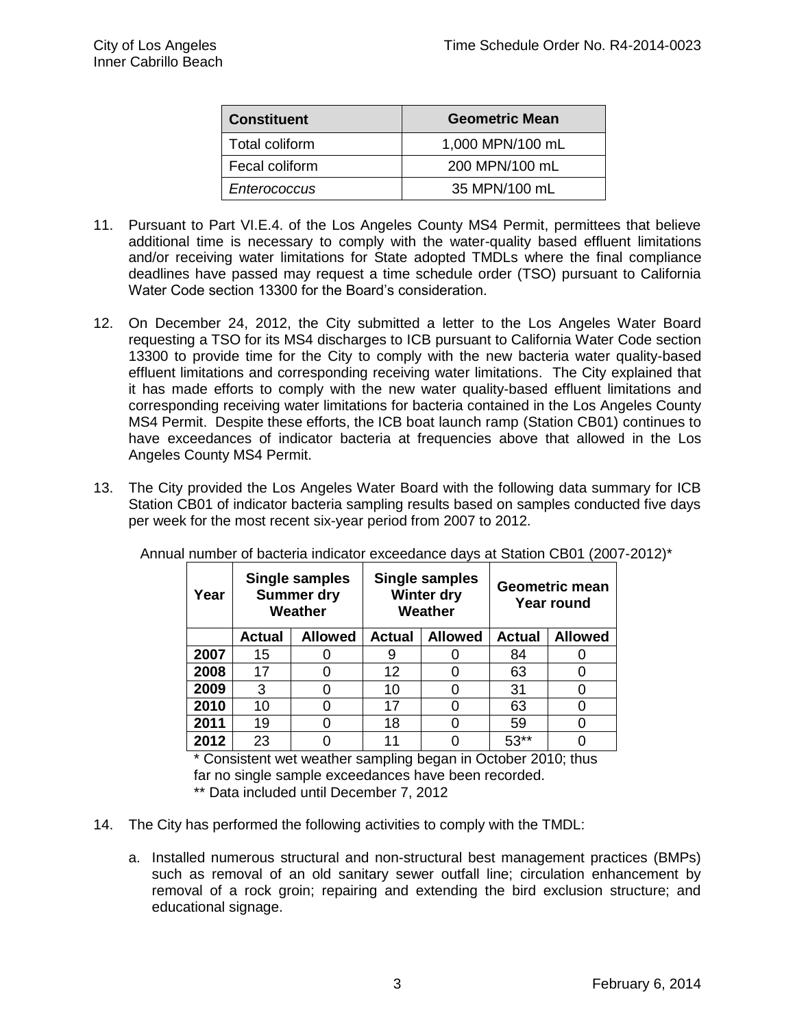| Constituent | Geometric Mean |
|---|---|
| Total coliform | 1,000 MPN/100 mL |
| Fecal coliform | 200 MPN/100 mL |
| *Enterococcus* | 35 MPN/100 mL |

11. Pursuant to Part VI.E.4. of the Los Angeles County MS4 Permit, permittees that believe additional time is necessary to comply with the water-quality based effluent limitations and/or receiving water limitations for State adopted TMDLs where the final compliance deadlines have passed may request a time schedule order (TSO) pursuant to California Water Code section 13300 for the Board's consideration.

12. On December 24, 2012, the City submitted a letter to the Los Angeles Water Board requesting a TSO for its MS4 discharges to ICB pursuant to California Water Code section 13300 to provide time for the City to comply with the new bacteria water quality-based effluent limitations and corresponding receiving water limitations. The City explained that it has made efforts to comply with the new water quality-based effluent limitations and corresponding receiving water limitations for bacteria contained in the Los Angeles County MS4 Permit. Despite these efforts, the ICB boat launch ramp (Station CB01) continues to have exceedances of indicator bacteria at frequencies above that allowed in the Los Angeles County MS4 Permit.

13. The City provided the Los Angeles Water Board with the following data summary for ICB Station CB01 of indicator bacteria sampling results based on samples conducted five days per week for the most recent six-year period from 2007 to 2012.

Annual number of bacteria indicator exceedance days at Station CB01 (2007-2012)*

| Year | Single samples Summer dry Weather | | Single samples Winter dry Weather | | Geometric mean Year round | |
|---|---|---|---|---|---|---|
| | **Actual** | **Allowed** | **Actual** | **Allowed** | **Actual** | **Allowed** |
| **2007** | 15 | 0 | 9 | 0 | 84 | 0 |
| **2008** | 17 | 0 | 12 | 0 | 63 | 0 |
| **2009** | 3 | 0 | 10 | 0 | 31 | 0 |
| **2010** | 10 | 0 | 17 | 0 | 63 | 0 |
| **2011** | 19 | 0 | 18 | 0 | 59 | 0 |
| **2012** | 23 | 0 | 11 | 0 | 53** | 0 |

\* Consistent wet weather sampling began in October 2010; thus far no single sample exceedances have been recorded.

\*\* Data included until December 7, 2012

14. The City has performed the following activities to comply with the TMDL:

    a. Installed numerous structural and non-structural best management practices (BMPs) such as removal of an old sanitary sewer outfall line; circulation enhancement by removal of a rock groin; repairing and extending the bird exclusion structure; and educational signage.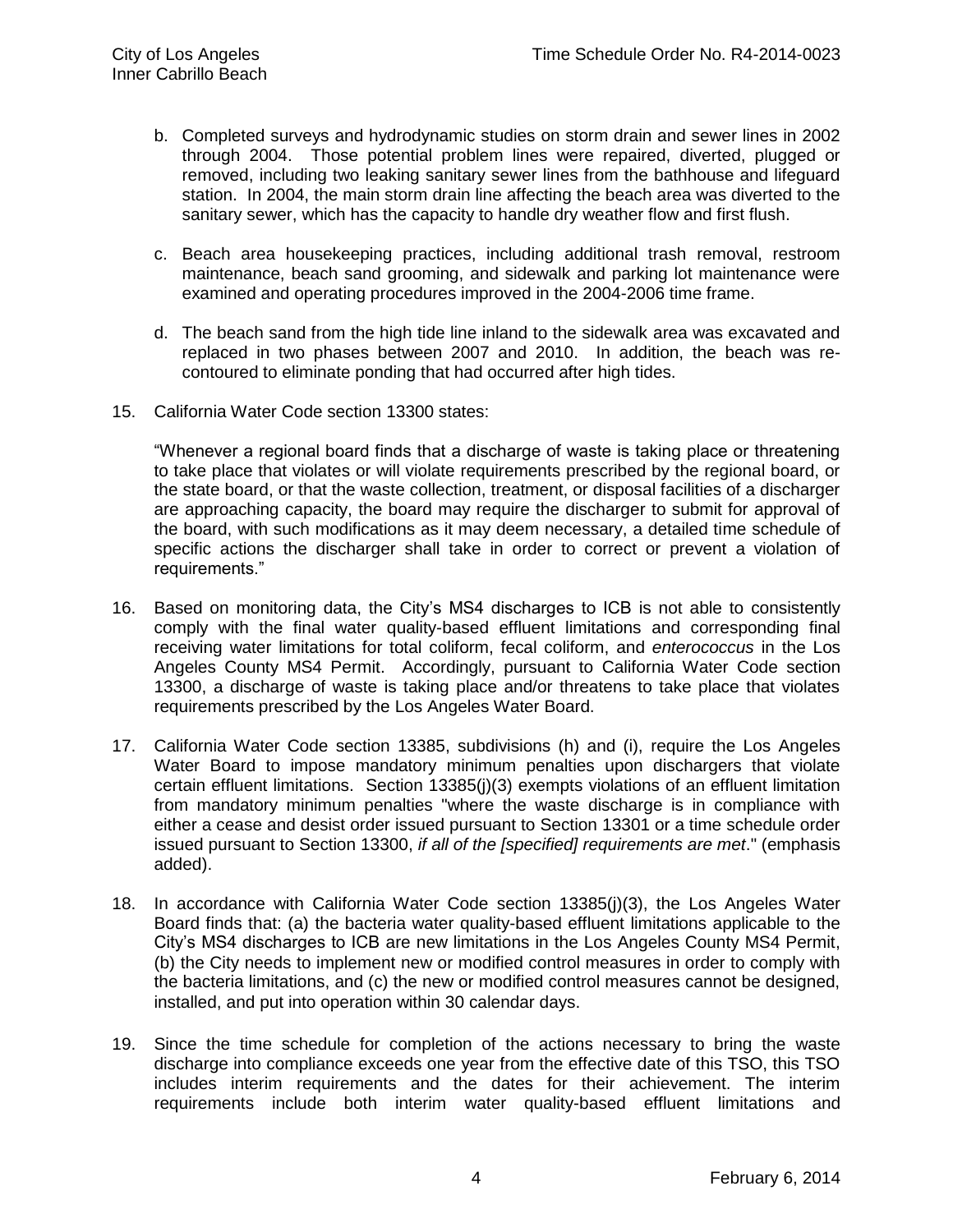b. Completed surveys and hydrodynamic studies on storm drain and sewer lines in 2002 through 2004. Those potential problem lines were repaired, diverted, plugged or removed, including two leaking sanitary sewer lines from the bathhouse and lifeguard station. In 2004, the main storm drain line affecting the beach area was diverted to the sanitary sewer, which has the capacity to handle dry weather flow and first flush.

c. Beach area housekeeping practices, including additional trash removal, restroom maintenance, beach sand grooming, and sidewalk and parking lot maintenance were examined and operating procedures improved in the 2004-2006 time frame.

d. The beach sand from the high tide line inland to the sidewalk area was excavated and replaced in two phases between 2007 and 2010. In addition, the beach was re-contoured to eliminate ponding that had occurred after high tides.

15. California Water Code section 13300 states:

    "Whenever a regional board finds that a discharge of waste is taking place or threatening to take place that violates or will violate requirements prescribed by the regional board, or the state board, or that the waste collection, treatment, or disposal facilities of a discharger are approaching capacity, the board may require the discharger to submit for approval of the board, with such modifications as it may deem necessary, a detailed time schedule of specific actions the discharger shall take in order to correct or prevent a violation of requirements."

16. Based on monitoring data, the City's MS4 discharges to ICB is not able to consistently comply with the final water quality-based effluent limitations and corresponding final receiving water limitations for total coliform, fecal coliform, and *enterococcus* in the Los Angeles County MS4 Permit. Accordingly, pursuant to California Water Code section 13300, a discharge of waste is taking place and/or threatens to take place that violates requirements prescribed by the Los Angeles Water Board.

17. California Water Code section 13385, subdivisions (h) and (i), require the Los Angeles Water Board to impose mandatory minimum penalties upon dischargers that violate certain effluent limitations. Section 13385(j)(3) exempts violations of an effluent limitation from mandatory minimum penalties "where the waste discharge is in compliance with either a cease and desist order issued pursuant to Section 13301 or a time schedule order issued pursuant to Section 13300, *if all of the [specified] requirements are met*." (emphasis added).

18. In accordance with California Water Code section 13385(j)(3), the Los Angeles Water Board finds that: (a) the bacteria water quality-based effluent limitations applicable to the City's MS4 discharges to ICB are new limitations in the Los Angeles County MS4 Permit, (b) the City needs to implement new or modified control measures in order to comply with the bacteria limitations, and (c) the new or modified control measures cannot be designed, installed, and put into operation within 30 calendar days.

19. Since the time schedule for completion of the actions necessary to bring the waste discharge into compliance exceeds one year from the effective date of this TSO, this TSO includes interim requirements and the dates for their achievement. The interim requirements include both interim water quality-based effluent limitations and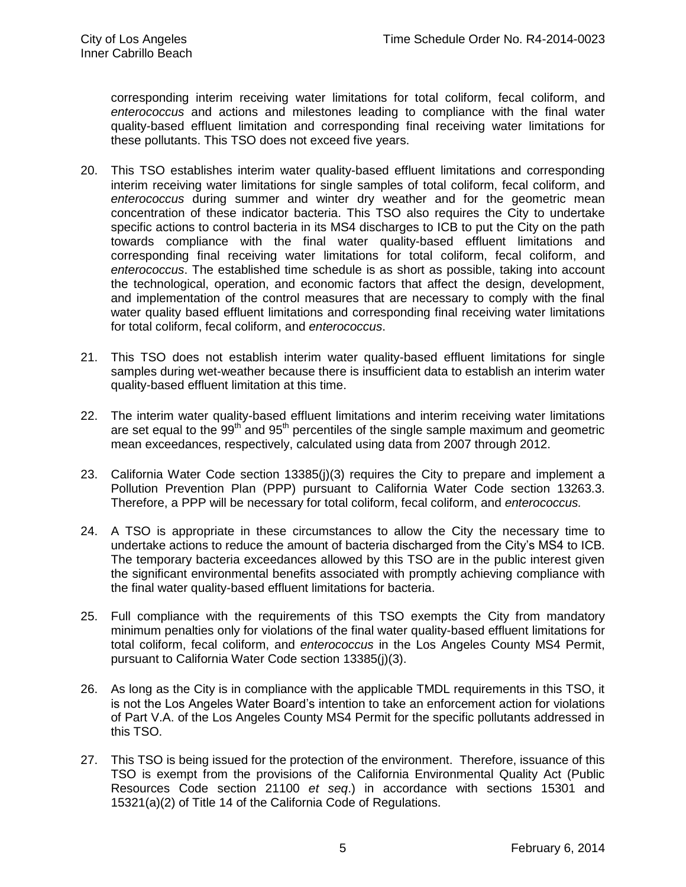corresponding interim receiving water limitations for total coliform, fecal coliform, and *enterococcus* and actions and milestones leading to compliance with the final water quality-based effluent limitation and corresponding final receiving water limitations for these pollutants. This TSO does not exceed five years.

20. This TSO establishes interim water quality-based effluent limitations and corresponding interim receiving water limitations for single samples of total coliform, fecal coliform, and *enterococcus* during summer and winter dry weather and for the geometric mean concentration of these indicator bacteria. This TSO also requires the City to undertake specific actions to control bacteria in its MS4 discharges to ICB to put the City on the path towards compliance with the final water quality-based effluent limitations and corresponding final receiving water limitations for total coliform, fecal coliform, and *enterococcus*. The established time schedule is as short as possible, taking into account the technological, operation, and economic factors that affect the design, development, and implementation of the control measures that are necessary to comply with the final water quality based effluent limitations and corresponding final receiving water limitations for total coliform, fecal coliform, and *enterococcus*.

21. This TSO does not establish interim water quality-based effluent limitations for single samples during wet-weather because there is insufficient data to establish an interim water quality-based effluent limitation at this time.

22. The interim water quality-based effluent limitations and interim receiving water limitations are set equal to the 99th and 95th percentiles of the single sample maximum and geometric mean exceedances, respectively, calculated using data from 2007 through 2012.

23. California Water Code section 13385(j)(3) requires the City to prepare and implement a Pollution Prevention Plan (PPP) pursuant to California Water Code section 13263.3. Therefore, a PPP will be necessary for total coliform, fecal coliform, and *enterococcus.*

24. A TSO is appropriate in these circumstances to allow the City the necessary time to undertake actions to reduce the amount of bacteria discharged from the City's MS4 to ICB. The temporary bacteria exceedances allowed by this TSO are in the public interest given the significant environmental benefits associated with promptly achieving compliance with the final water quality-based effluent limitations for bacteria.

25. Full compliance with the requirements of this TSO exempts the City from mandatory minimum penalties only for violations of the final water quality-based effluent limitations for total coliform, fecal coliform, and *enterococcus* in the Los Angeles County MS4 Permit, pursuant to California Water Code section 13385(j)(3).

26. As long as the City is in compliance with the applicable TMDL requirements in this TSO, it is not the Los Angeles Water Board's intention to take an enforcement action for violations of Part V.A. of the Los Angeles County MS4 Permit for the specific pollutants addressed in this TSO.

27. This TSO is being issued for the protection of the environment. Therefore, issuance of this TSO is exempt from the provisions of the California Environmental Quality Act (Public Resources Code section 21100 *et seq*.) in accordance with sections 15301 and 15321(a)(2) of Title 14 of the California Code of Regulations.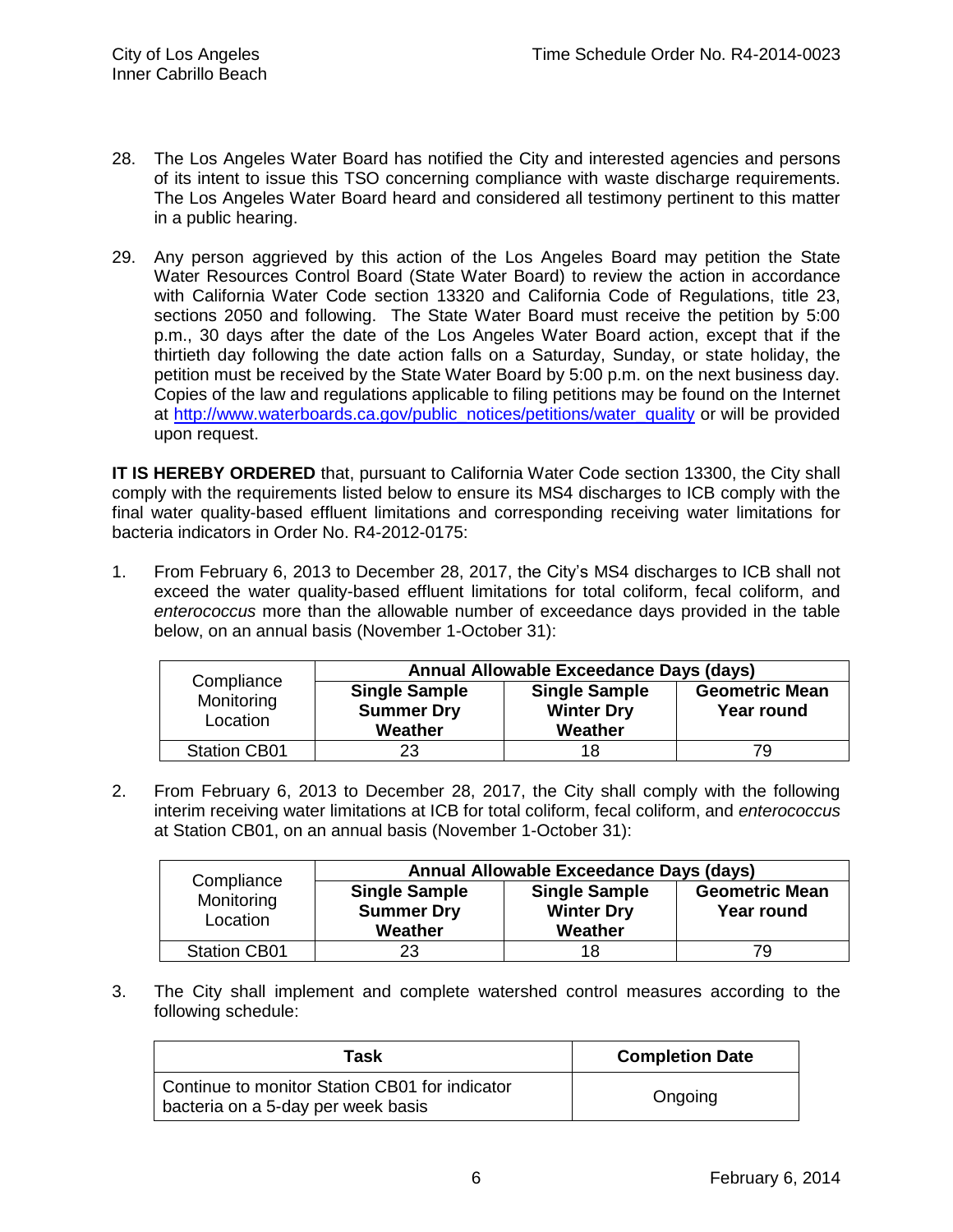28. The Los Angeles Water Board has notified the City and interested agencies and persons of its intent to issue this TSO concerning compliance with waste discharge requirements. The Los Angeles Water Board heard and considered all testimony pertinent to this matter in a public hearing.

29. Any person aggrieved by this action of the Los Angeles Board may petition the State Water Resources Control Board (State Water Board) to review the action in accordance with California Water Code section 13320 and California Code of Regulations, title 23, sections 2050 and following. The State Water Board must receive the petition by 5:00 p.m., 30 days after the date of the Los Angeles Water Board action, except that if the thirtieth day following the date action falls on a Saturday, Sunday, or state holiday, the petition must be received by the State Water Board by 5:00 p.m. on the next business day. Copies of the law and regulations applicable to filing petitions may be found on the Internet at http://www.waterboards.ca.gov/public_notices/petitions/water_quality or will be provided upon request.

**IT IS HEREBY ORDERED** that, pursuant to California Water Code section 13300, the City shall comply with the requirements listed below to ensure its MS4 discharges to ICB comply with the final water quality-based effluent limitations and corresponding receiving water limitations for bacteria indicators in Order No. R4-2012-0175:

1. From February 6, 2013 to December 28, 2017, the City's MS4 discharges to ICB shall not exceed the water quality-based effluent limitations for total coliform, fecal coliform, and *enterococcus* more than the allowable number of exceedance days provided in the table below, on an annual basis (November 1-October 31):

| Compliance Monitoring Location | **Annual Allowable Exceedance Days (days)** | | |
|---|---|---|---|
| | **Single Sample Summer Dry Weather** | **Single Sample Winter Dry Weather** | **Geometric Mean Year round** |
| Station CB01 | 23 | 18 | 79 |

2. From February 6, 2013 to December 28, 2017, the City shall comply with the following interim receiving water limitations at ICB for total coliform, fecal coliform, and *enterococcus* at Station CB01, on an annual basis (November 1-October 31):

| Compliance Monitoring Location | **Annual Allowable Exceedance Days (days)** | | |
|---|---|---|---|
| | **Single Sample Summer Dry Weather** | **Single Sample Winter Dry Weather** | **Geometric Mean Year round** |
| Station CB01 | 23 | 18 | 79 |

3. The City shall implement and complete watershed control measures according to the following schedule:

| **Task** | **Completion Date** |
|---|---|
| Continue to monitor Station CB01 for indicator bacteria on a 5-day per week basis | Ongoing |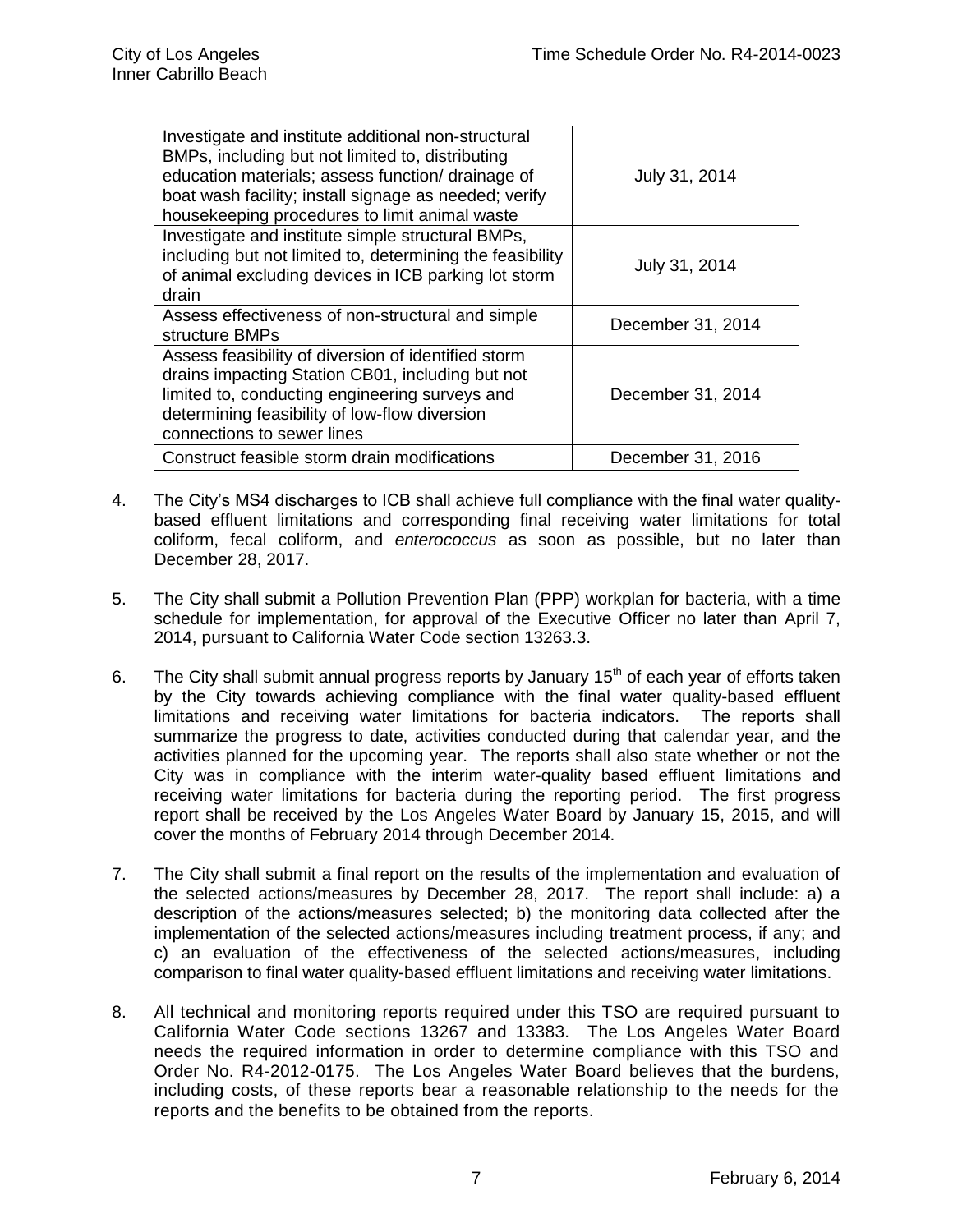| | |
|---|---|
| Investigate and institute additional non-structural BMPs, including but not limited to, distributing education materials; assess function/ drainage of boat wash facility; install signage as needed; verify housekeeping procedures to limit animal waste | July 31, 2014 |
| Investigate and institute simple structural BMPs, including but not limited to, determining the feasibility of animal excluding devices in ICB parking lot storm drain | July 31, 2014 |
| Assess effectiveness of non-structural and simple structure BMPs | December 31, 2014 |
| Assess feasibility of diversion of identified storm drains impacting Station CB01, including but not limited to, conducting engineering surveys and determining feasibility of low-flow diversion connections to sewer lines | December 31, 2014 |
| Construct feasible storm drain modifications | December 31, 2016 |

4. The City's MS4 discharges to ICB shall achieve full compliance with the final water quality-based effluent limitations and corresponding final receiving water limitations for total coliform, fecal coliform, and *enterococcus* as soon as possible, but no later than December 28, 2017.

5. The City shall submit a Pollution Prevention Plan (PPP) workplan for bacteria, with a time schedule for implementation, for approval of the Executive Officer no later than April 7, 2014, pursuant to California Water Code section 13263.3.

6. The City shall submit annual progress reports by January 15th of each year of efforts taken by the City towards achieving compliance with the final water quality-based effluent limitations and receiving water limitations for bacteria indicators. The reports shall summarize the progress to date, activities conducted during that calendar year, and the activities planned for the upcoming year. The reports shall also state whether or not the City was in compliance with the interim water-quality based effluent limitations and receiving water limitations for bacteria during the reporting period. The first progress report shall be received by the Los Angeles Water Board by January 15, 2015, and will cover the months of February 2014 through December 2014.

7. The City shall submit a final report on the results of the implementation and evaluation of the selected actions/measures by December 28, 2017. The report shall include: a) a description of the actions/measures selected; b) the monitoring data collected after the implementation of the selected actions/measures including treatment process, if any; and c) an evaluation of the effectiveness of the selected actions/measures, including comparison to final water quality-based effluent limitations and receiving water limitations.

8. All technical and monitoring reports required under this TSO are required pursuant to California Water Code sections 13267 and 13383. The Los Angeles Water Board needs the required information in order to determine compliance with this TSO and Order No. R4-2012-0175. The Los Angeles Water Board believes that the burdens, including costs, of these reports bear a reasonable relationship to the needs for the reports and the benefits to be obtained from the reports.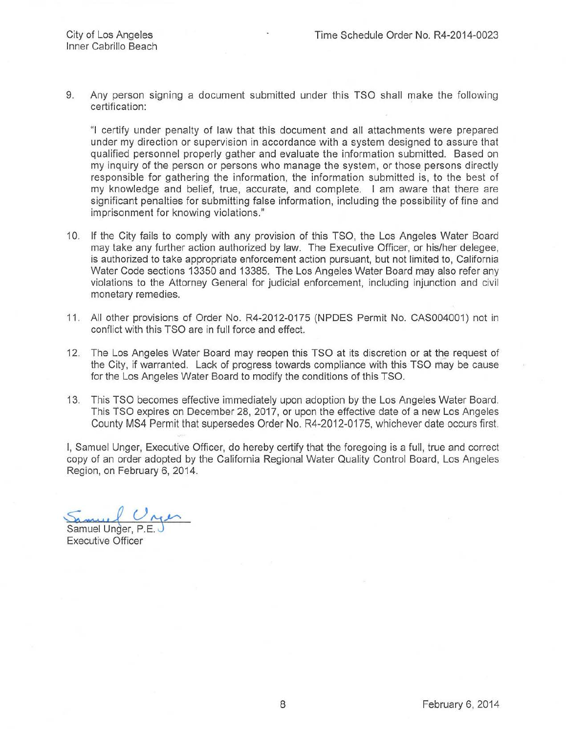9. Any person signing a document submitted under this TSO shall make the following certification:

   "I certify under penalty of law that this document and all attachments were prepared under my direction or supervision in accordance with a system designed to assure that qualified personnel properly gather and evaluate the information submitted. Based on my inquiry of the person or persons who manage the system, or those persons directly responsible for gathering the information, the information submitted is, to the best of my knowledge and belief, true, accurate, and complete. I am aware that there are significant penalties for submitting false information, including the possibility of fine and imprisonment for knowing violations."

10. If the City fails to comply with any provision of this TSO, the Los Angeles Water Board may take any further action authorized by law. The Executive Officer, or his/her delegee, is authorized to take appropriate enforcement action pursuant, but not limited to, California Water Code sections 13350 and 13385. The Los Angeles Water Board may also refer any violations to the Attorney General for judicial enforcement, including injunction and civil monetary remedies.

11. All other provisions of Order No. R4-2012-0175 (NPDES Permit No. CAS004001) not in conflict with this TSO are in full force and effect.

12. The Los Angeles Water Board may reopen this TSO at its discretion or at the request of the City, if warranted. Lack of progress towards compliance with this TSO may be cause for the Los Angeles Water Board to modify the conditions of this TSO.

13. This TSO becomes effective immediately upon adoption by the Los Angeles Water Board. This TSO expires on December 28, 2017, or upon the effective date of a new Los Angeles County MS4 Permit that supersedes Order No. R4-2012-0175, whichever date occurs first.

I, Samuel Unger, Executive Officer, do hereby certify that the foregoing is a full, true and correct copy of an order adopted by the California Regional Water Quality Control Board, Los Angeles Region, on February 6, 2014.

Samuel Unger, P.E.
Executive Officer